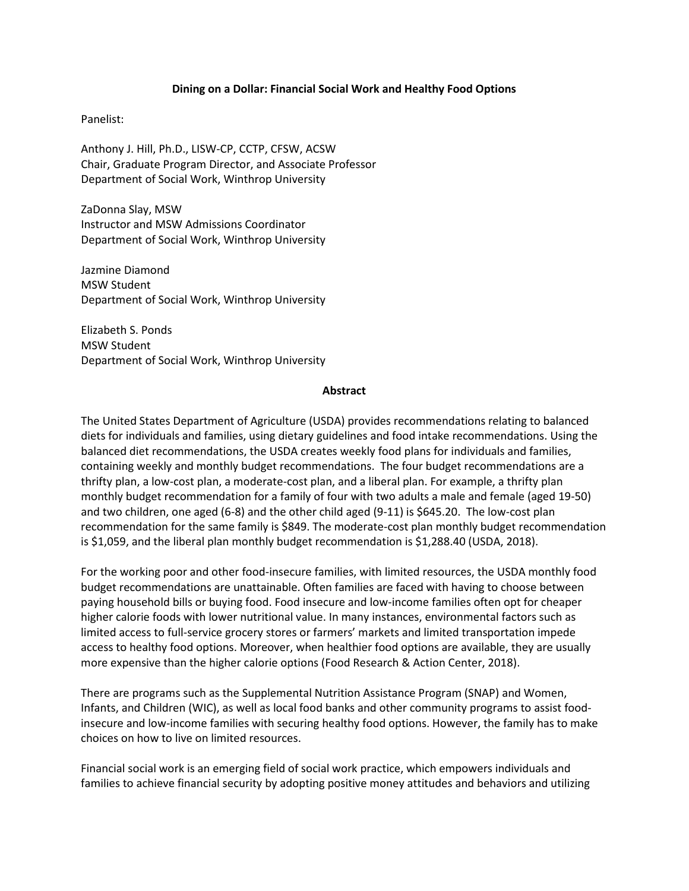**Dining on a Dollar: Financial Social Work and Healthy Food Options**

Panelist:

Anthony J. Hill, Ph.D., LISW-CP, CCTP, CFSW, ACSW
Chair, Graduate Program Director, and Associate Professor
Department of Social Work, Winthrop University

ZaDonna Slay, MSW
Instructor and MSW Admissions Coordinator
Department of Social Work, Winthrop University

Jazmine Diamond
MSW Student
Department of Social Work, Winthrop University

Elizabeth S. Ponds
MSW Student
Department of Social Work, Winthrop University

## Abstract

The United States Department of Agriculture (USDA) provides recommendations relating to balanced diets for individuals and families, using dietary guidelines and food intake recommendations. Using the balanced diet recommendations, the USDA creates weekly food plans for individuals and families, containing weekly and monthly budget recommendations. The four budget recommendations are a thrifty plan, a low-cost plan, a moderate-cost plan, and a liberal plan. For example, a thrifty plan monthly budget recommendation for a family of four with two adults a male and female (aged 19-50) and two children, one aged (6-8) and the other child aged (9-11) is $645.20. The low-cost plan recommendation for the same family is $849. The moderate-cost plan monthly budget recommendation is $1,059, and the liberal plan monthly budget recommendation is $1,288.40 (USDA, 2018).

For the working poor and other food-insecure families, with limited resources, the USDA monthly food budget recommendations are unattainable. Often families are faced with having to choose between paying household bills or buying food. Food insecure and low-income families often opt for cheaper higher calorie foods with lower nutritional value. In many instances, environmental factors such as limited access to full-service grocery stores or farmers' markets and limited transportation impede access to healthy food options. Moreover, when healthier food options are available, they are usually more expensive than the higher calorie options (Food Research & Action Center, 2018).

There are programs such as the Supplemental Nutrition Assistance Program (SNAP) and Women, Infants, and Children (WIC), as well as local food banks and other community programs to assist food-insecure and low-income families with securing healthy food options. However, the family has to make choices on how to live on limited resources.

Financial social work is an emerging field of social work practice, which empowers individuals and families to achieve financial security by adopting positive money attitudes and behaviors and utilizing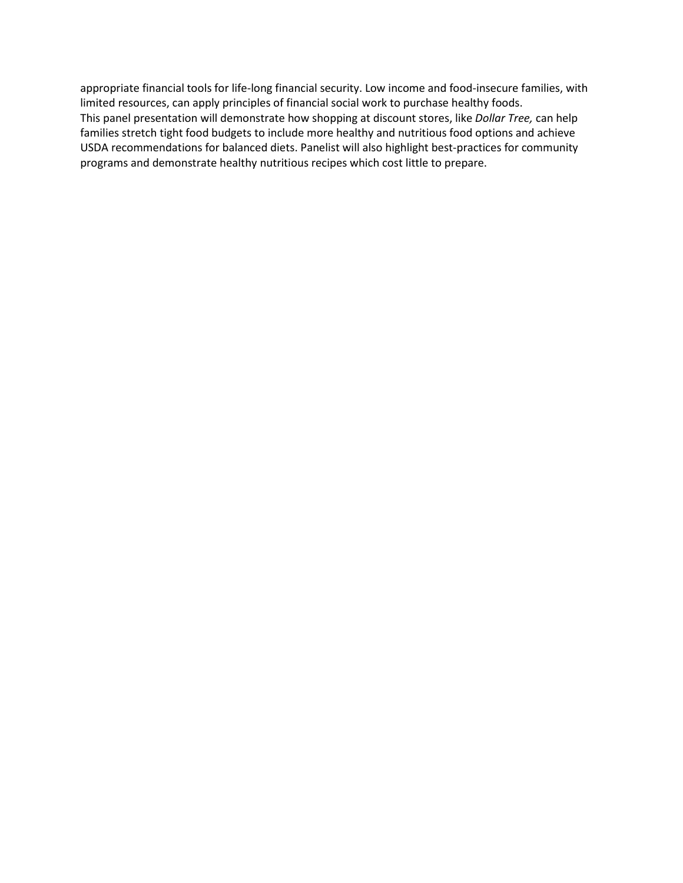appropriate financial tools for life-long financial security. Low income and food-insecure families, with limited resources, can apply principles of financial social work to purchase healthy foods.

This panel presentation will demonstrate how shopping at discount stores, like *Dollar Tree,* can help families stretch tight food budgets to include more healthy and nutritious food options and achieve USDA recommendations for balanced diets. Panelist will also highlight best-practices for community programs and demonstrate healthy nutritious recipes which cost little to prepare.